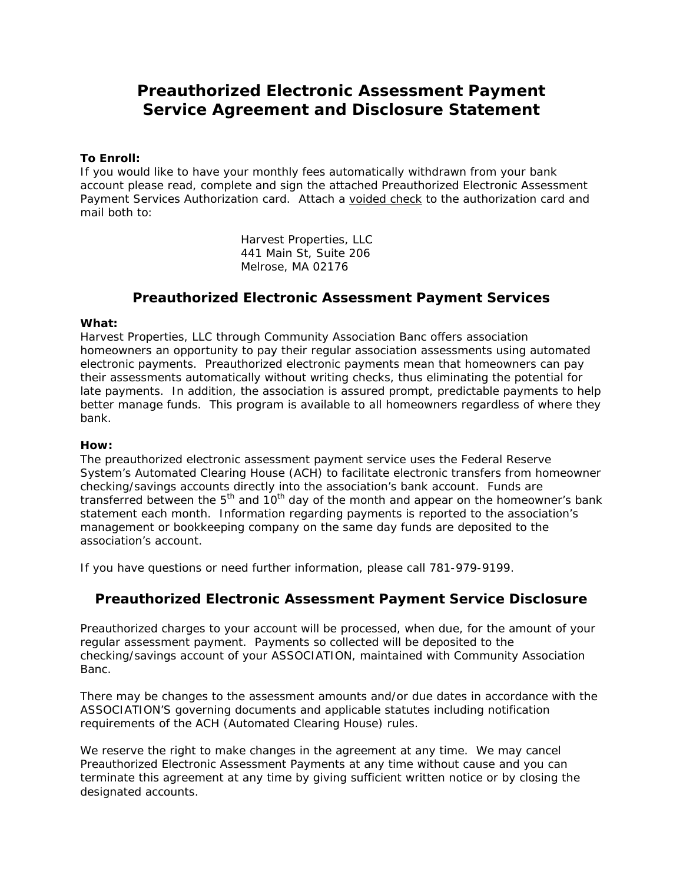# Preauthorized Electronic Assessment Payment Service Agreement and Disclosure Statement

**To Enroll:**
If you would like to have your monthly fees automatically withdrawn from your bank account please read, complete and sign the attached Preauthorized Electronic Assessment Payment Services Authorization card. Attach a voided check to the authorization card and mail both to:

Harvest Properties, LLC
441 Main St, Suite 206
Melrose, MA 02176

## Preauthorized Electronic Assessment Payment Services

**What:**
Harvest Properties, LLC through Community Association Banc offers association homeowners an opportunity to pay their regular association assessments using automated electronic payments. Preauthorized electronic payments mean that homeowners can pay their assessments automatically without writing checks, thus eliminating the potential for late payments. In addition, the association is assured prompt, predictable payments to help better manage funds. This program is available to all homeowners regardless of where they bank.

**How:**
The preauthorized electronic assessment payment service uses the Federal Reserve System's Automated Clearing House (ACH) to facilitate electronic transfers from homeowner checking/savings accounts directly into the association's bank account. Funds are transferred between the 5th and 10th day of the month and appear on the homeowner's bank statement each month. Information regarding payments is reported to the association's management or bookkeeping company on the same day funds are deposited to the association's account.

If you have questions or need further information, please call 781-979-9199.

## Preauthorized Electronic Assessment Payment Service Disclosure

Preauthorized charges to your account will be processed, when due, for the amount of your regular assessment payment. Payments so collected will be deposited to the checking/savings account of your ASSOCIATION, maintained with Community Association Banc.

There may be changes to the assessment amounts and/or due dates in accordance with the ASSOCIATION'S governing documents and applicable statutes including notification requirements of the ACH (Automated Clearing House) rules.

We reserve the right to make changes in the agreement at any time. We may cancel Preauthorized Electronic Assessment Payments at any time without cause and you can terminate this agreement at any time by giving sufficient written notice or by closing the designated accounts.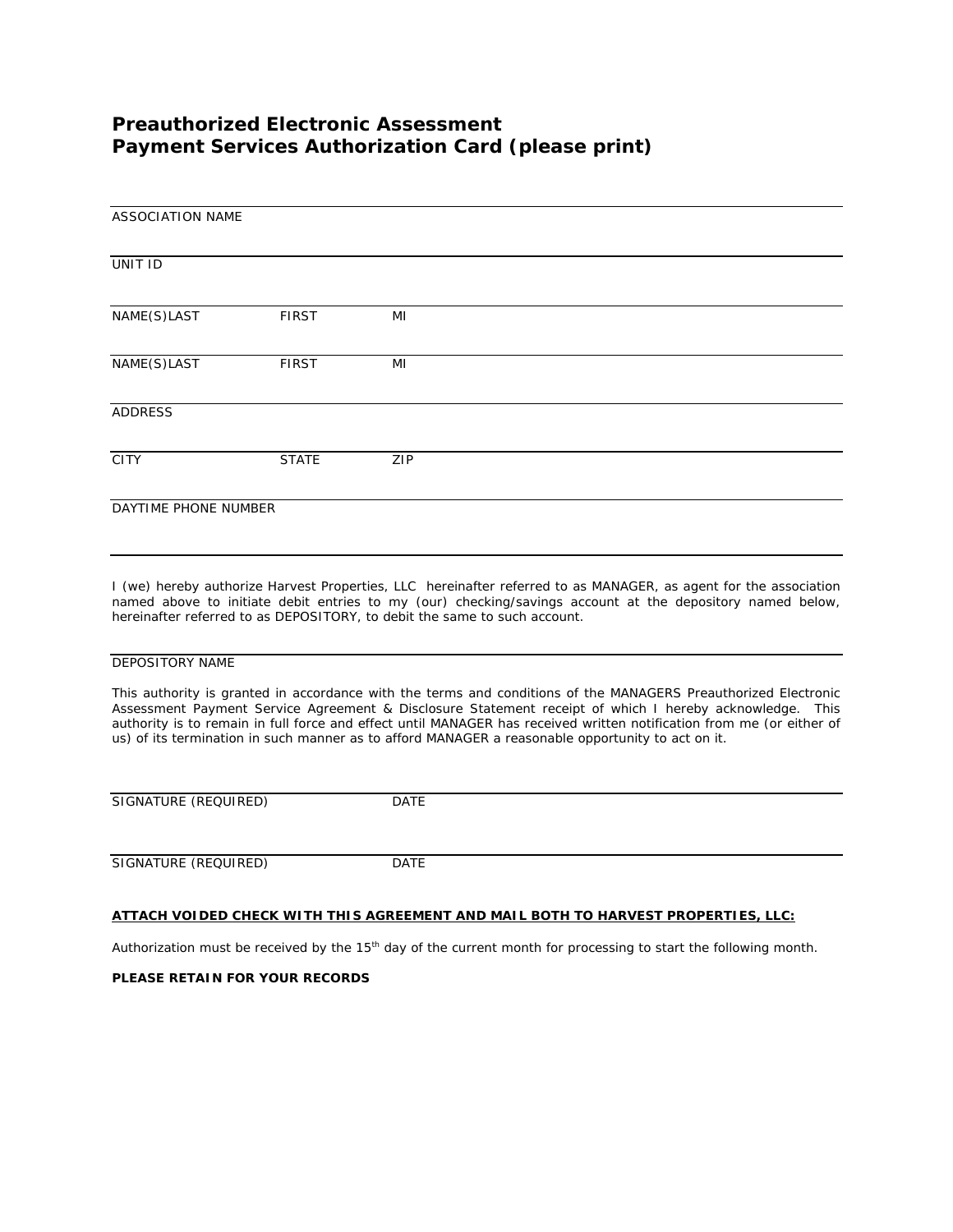# Preauthorized Electronic Assessment Payment Services Authorization Card (please print)

ASSOCIATION NAME

UNIT ID

NAME(S)LAST FIRST MI

NAME(S)LAST FIRST MI

ADDRESS

CITY STATE ZIP

DAYTIME PHONE NUMBER

I (we) hereby authorize Harvest Properties, LLC hereinafter referred to as MANAGER, as agent for the association named above to initiate debit entries to my (our) checking/savings account at the depository named below, hereinafter referred to as DEPOSITORY, to debit the same to such account.

DEPOSITORY NAME

This authority is granted in accordance with the terms and conditions of the MANAGERS Preauthorized Electronic Assessment Payment Service Agreement & Disclosure Statement receipt of which I hereby acknowledge. This authority is to remain in full force and effect until MANAGER has received written notification from me (or either of us) of its termination in such manner as to afford MANAGER a reasonable opportunity to act on it.

SIGNATURE (REQUIRED) DATE

SIGNATURE (REQUIRED) DATE

**ATTACH VOIDED CHECK WITH THIS AGREEMENT AND MAIL BOTH TO HARVEST PROPERTIES, LLC:**

Authorization must be received by the 15th day of the current month for processing to start the following month.

**PLEASE RETAIN FOR YOUR RECORDS**